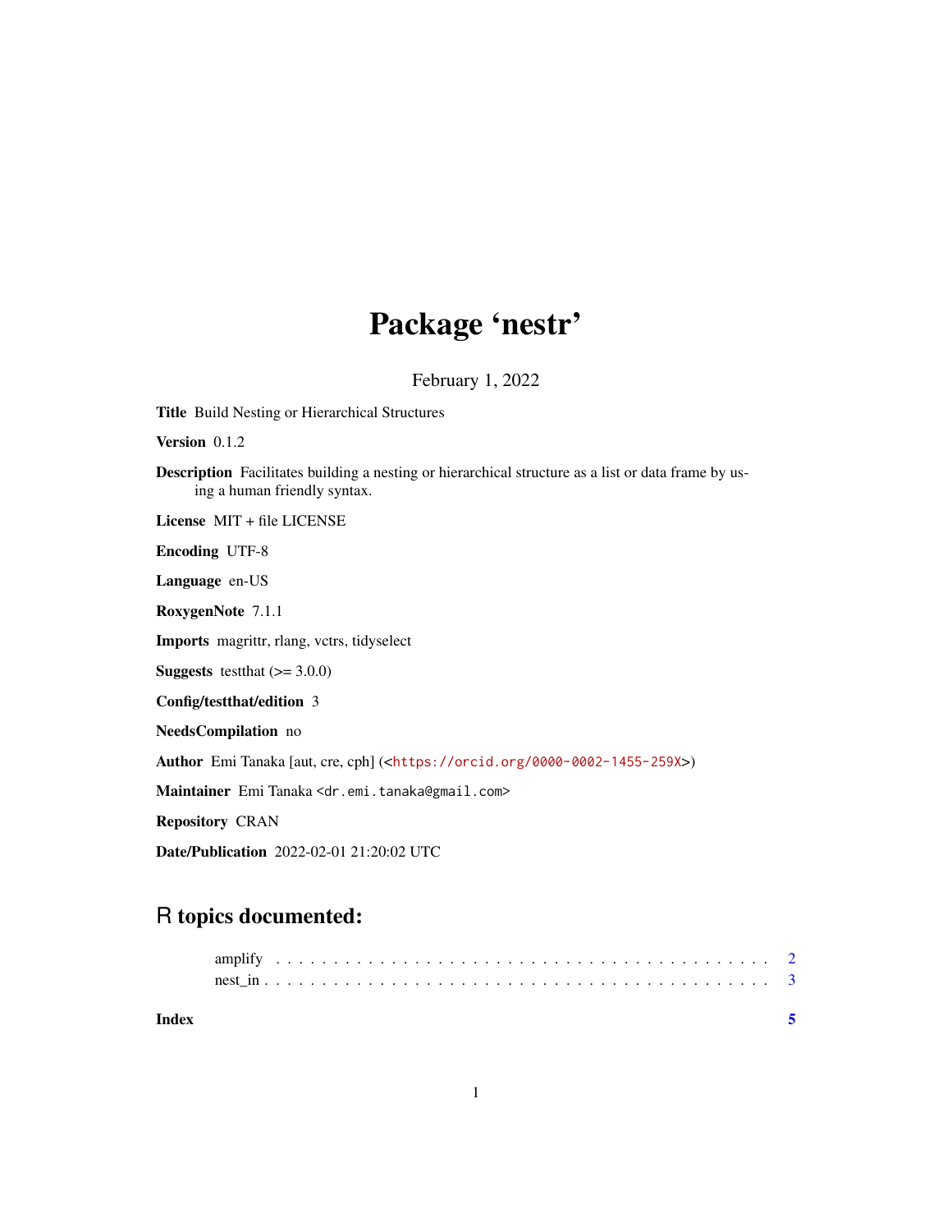# Package 'nestr'

February 1, 2022

**Title** Build Nesting or Hierarchical Structures

**Version** 0.1.2

**Description** Facilitates building a nesting or hierarchical structure as a list or data frame by using a human friendly syntax.

**License** MIT + file LICENSE

**Encoding** UTF-8

**Language** en-US

**RoxygenNote** 7.1.1

**Imports** magrittr, rlang, vctrs, tidyselect

**Suggests** testthat (>= 3.0.0)

**Config/testthat/edition** 3

**NeedsCompilation** no

**Author** Emi Tanaka [aut, cre, cph] (<https://orcid.org/0000-0002-1455-259X>)

**Maintainer** Emi Tanaka <dr.emi.tanaka@gmail.com>

**Repository** CRAN

**Date/Publication** 2022-02-01 21:20:02 UTC

## R topics documented:

amplify . . . . . . . . . . . . . . . . . . . . . . . . . . . . . . . . . . . . . . . . . 2
nest_in . . . . . . . . . . . . . . . . . . . . . . . . . . . . . . . . . . . . . . . . . 3

**Index** 5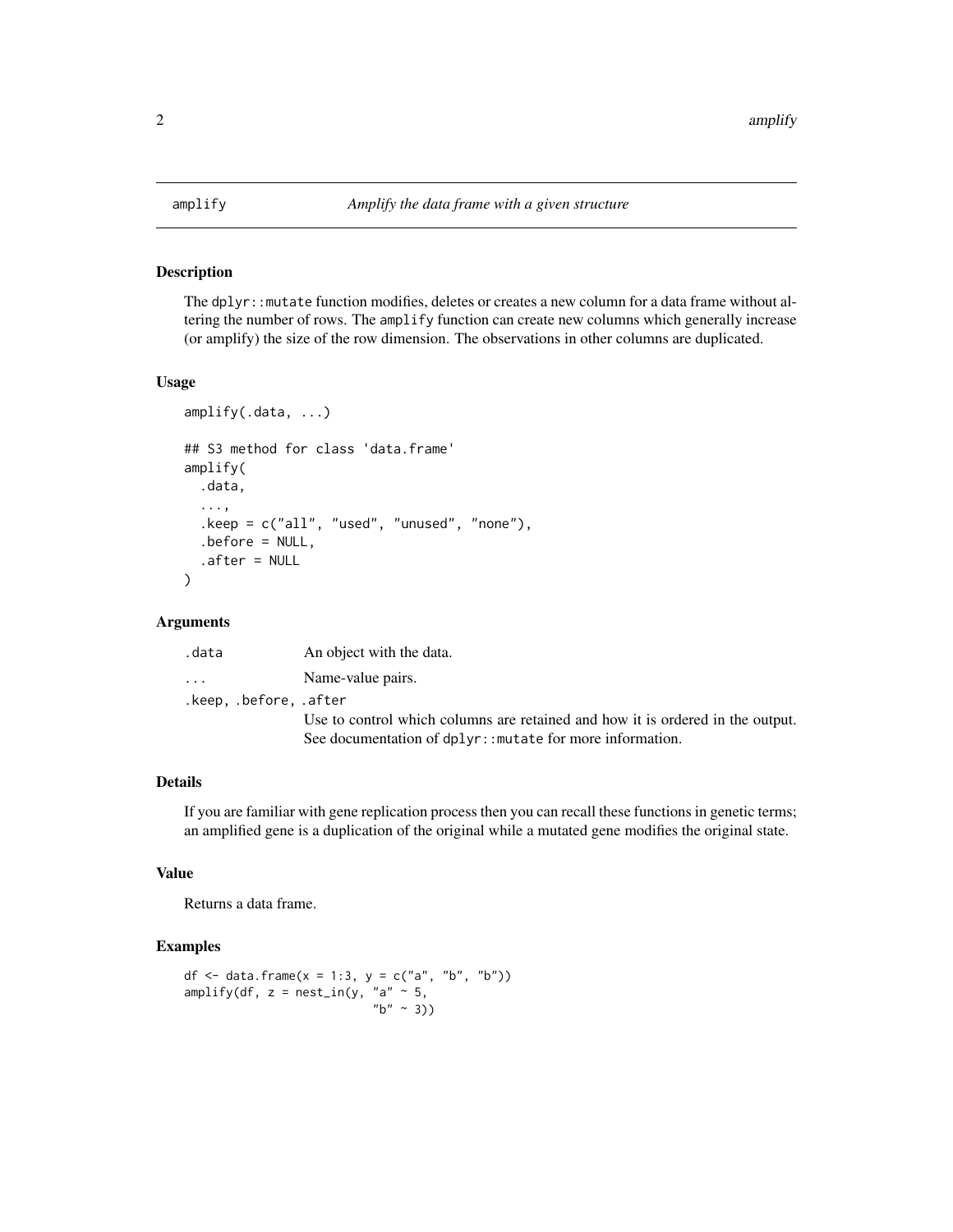# amplify *Amplify the data frame with a given structure*

## Description

The `dplyr::mutate` function modifies, deletes or creates a new column for a data frame without altering the number of rows. The `amplify` function can create new columns which generally increase (or amplify) the size of the row dimension. The observations in other columns are duplicated.

## Usage

```
amplify(.data, ...)

## S3 method for class 'data.frame'
amplify(
  .data,
  ...,
  .keep = c("all", "used", "unused", "none"),
  .before = NULL,
  .after = NULL
)
```

## Arguments

| | |
|---|---|
| `.data` | An object with the data. |
| `...` | Name-value pairs. |
| `.keep, .before, .after` | Use to control which columns are retained and how it is ordered in the output. See documentation of `dplyr::mutate` for more information. |

## Details

If you are familiar with gene replication process then you can recall these functions in genetic terms; an amplified gene is a duplication of the original while a mutated gene modifies the original state.

## Value

Returns a data frame.

## Examples

```
df <- data.frame(x = 1:3, y = c("a", "b", "b"))
amplify(df, z = nest_in(y, "a" ~ 5,
                           "b" ~ 3))
```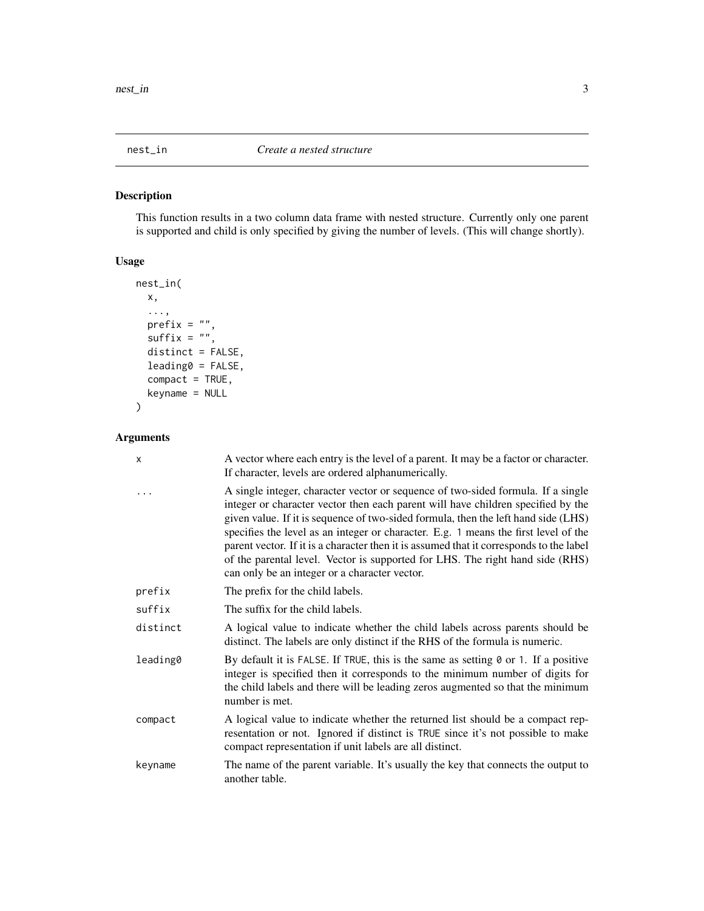## nest_in — *Create a nested structure*

### Description

This function results in a two column data frame with nested structure. Currently only one parent is supported and child is only specified by giving the number of levels. (This will change shortly).

### Usage

```
nest_in(
  x,
  ...,
  prefix = "",
  suffix = "",
  distinct = FALSE,
  leading0 = FALSE,
  compact = TRUE,
  keyname = NULL
)
```

### Arguments

| Argument | Description |
|---|---|
| `x` | A vector where each entry is the level of a parent. It may be a factor or character. If character, levels are ordered alphanumerically. |
| `...` | A single integer, character vector or sequence of two-sided formula. If a single integer or character vector then each parent will have children specified by the given value. If it is sequence of two-sided formula, then the left hand side (LHS) specifies the level as an integer or character. E.g. `1` means the first level of the parent vector. If it is a character then it is assumed that it corresponds to the label of the parental level. Vector is supported for LHS. The right hand side (RHS) can only be an integer or a character vector. |
| `prefix` | The prefix for the child labels. |
| `suffix` | The suffix for the child labels. |
| `distinct` | A logical value to indicate whether the child labels across parents should be distinct. The labels are only distinct if the RHS of the formula is numeric. |
| `leading0` | By default it is `FALSE`. If `TRUE`, this is the same as setting `0` or `1`. If a positive integer is specified then it corresponds to the minimum number of digits for the child labels and there will be leading zeros augmented so that the minimum number is met. |
| `compact` | A logical value to indicate whether the returned list should be a compact representation or not. Ignored if distinct is `TRUE` since it's not possible to make compact representation if unit labels are all distinct. |
| `keyname` | The name of the parent variable. It's usually the key that connects the output to another table. |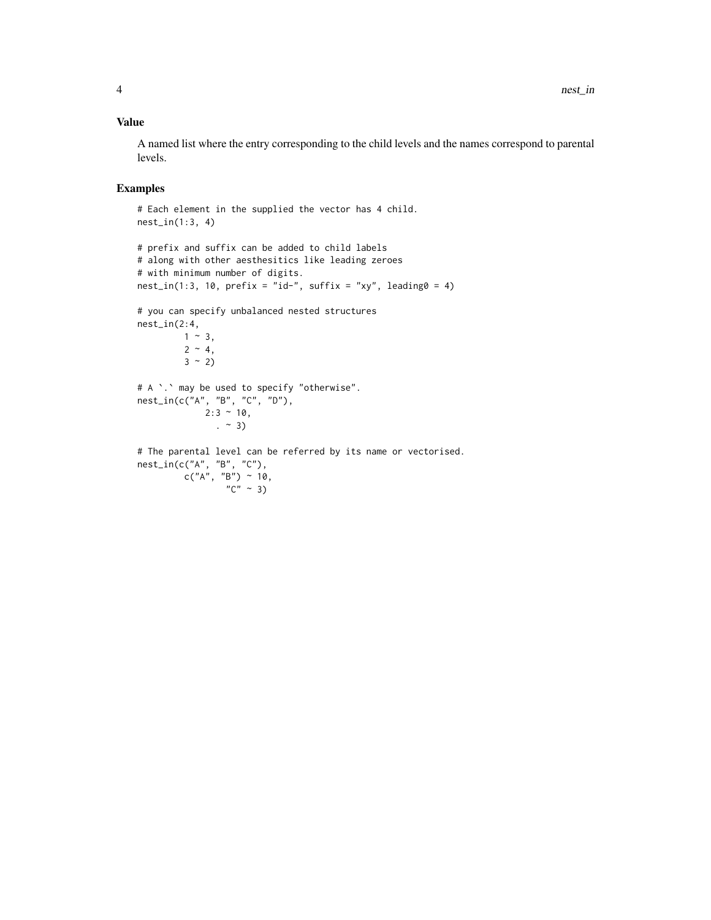## Value

A named list where the entry corresponding to the child levels and the names correspond to parental levels.

## Examples

```
# Each element in the supplied the vector has 4 child.
nest_in(1:3, 4)

# prefix and suffix can be added to child labels
# along with other aesthesitics like leading zeroes
# with minimum number of digits.
nest_in(1:3, 10, prefix = "id-", suffix = "xy", leading0 = 4)

# you can specify unbalanced nested structures
nest_in(2:4,
         1 ~ 3,
         2 ~ 4,
         3 ~ 2)

# A `.` may be used to specify "otherwise".
nest_in(c("A", "B", "C", "D"),
             2:3 ~ 10,
               . ~ 3)

# The parental level can be referred by its name or vectorised.
nest_in(c("A", "B", "C"),
         c("A", "B") ~ 10,
                "C" ~ 3)
```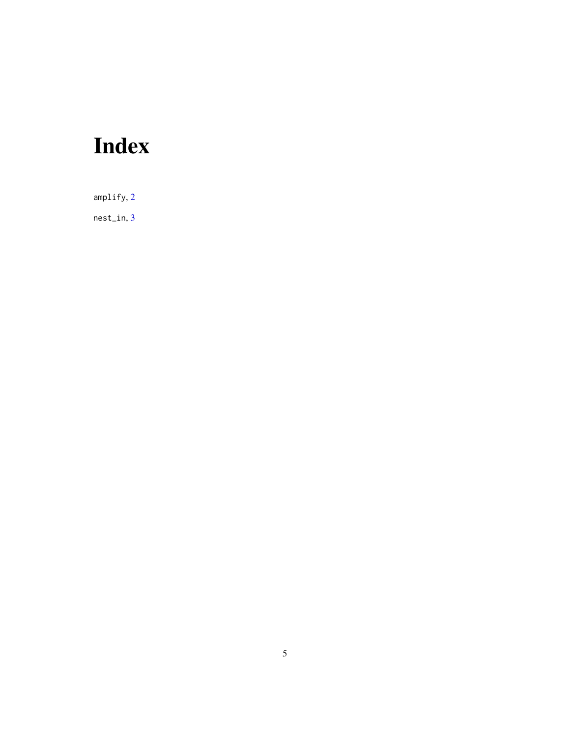# Index

amplify, 2

nest_in, 3